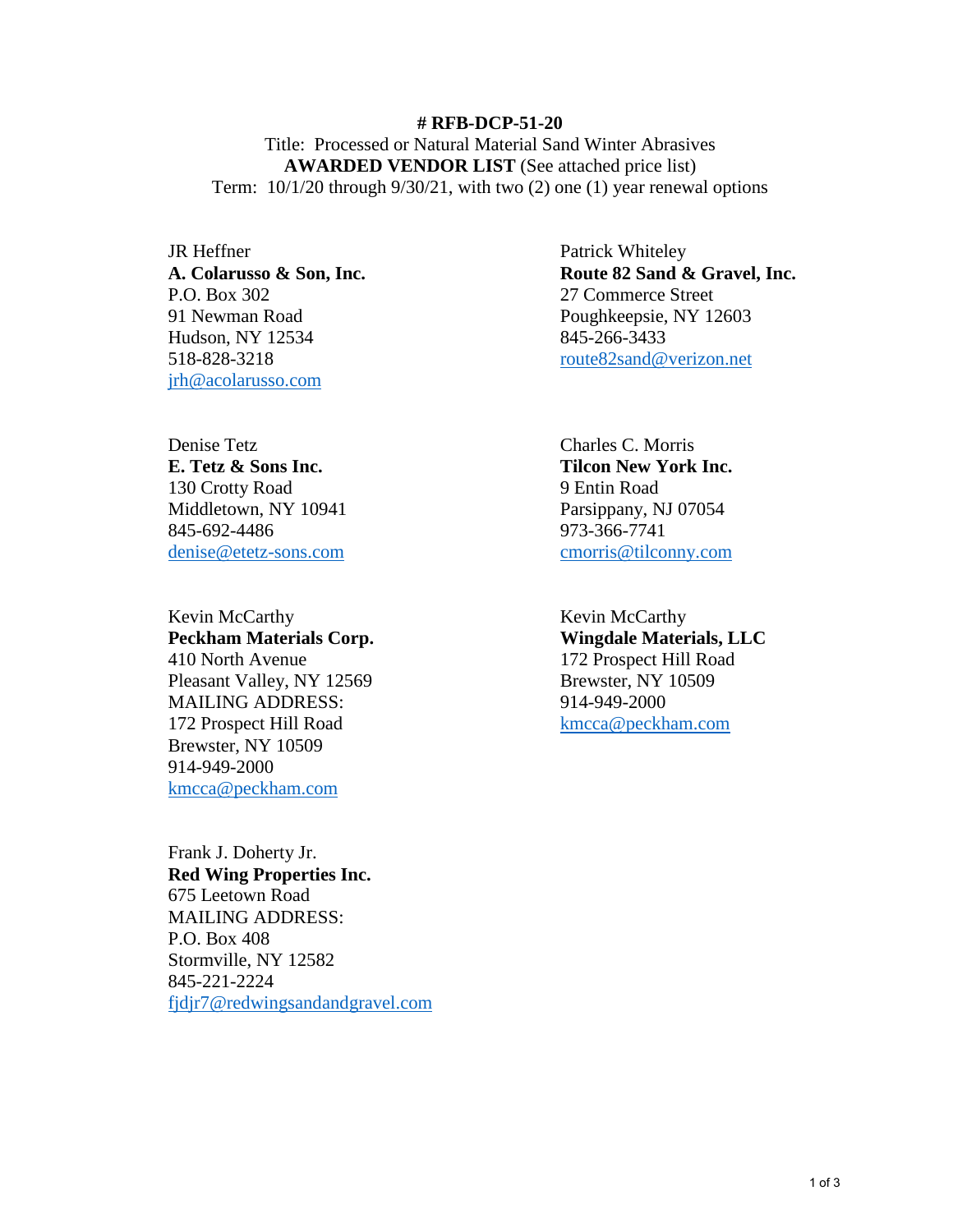**# RFB-DCP-51-20**

Title: Processed or Natural Material Sand Winter Abrasives

**AWARDED VENDOR LIST** (See attached price list)

Term: 10/1/20 through 9/30/21, with two (2) one (1) year renewal options

JR Heffner
**A. Colarusso & Son, Inc.**
P.O. Box 302
91 Newman Road
Hudson, NY 12534
518-828-3218
jrh@acolarusso.com

Patrick Whiteley
**Route 82 Sand & Gravel, Inc.**
27 Commerce Street
Poughkeepsie, NY 12603
845-266-3433
route82sand@verizon.net

Denise Tetz
**E. Tetz & Sons Inc.**
130 Crotty Road
Middletown, NY 10941
845-692-4486
denise@etetz-sons.com

Charles C. Morris
**Tilcon New York Inc.**
9 Entin Road
Parsippany, NJ 07054
973-366-7741
cmorris@tilconny.com

Kevin McCarthy
**Peckham Materials Corp.**
410 North Avenue
Pleasant Valley, NY 12569
MAILING ADDRESS:
172 Prospect Hill Road
Brewster, NY 10509
914-949-2000
kmcca@peckham.com

Kevin McCarthy
**Wingdale Materials, LLC**
172 Prospect Hill Road
Brewster, NY 10509
914-949-2000
kmcca@peckham.com

Frank J. Doherty Jr.
**Red Wing Properties Inc.**
675 Leetown Road
MAILING ADDRESS:
P.O. Box 408
Stormville, NY 12582
845-221-2224
fjdjr7@redwingsandandgravel.com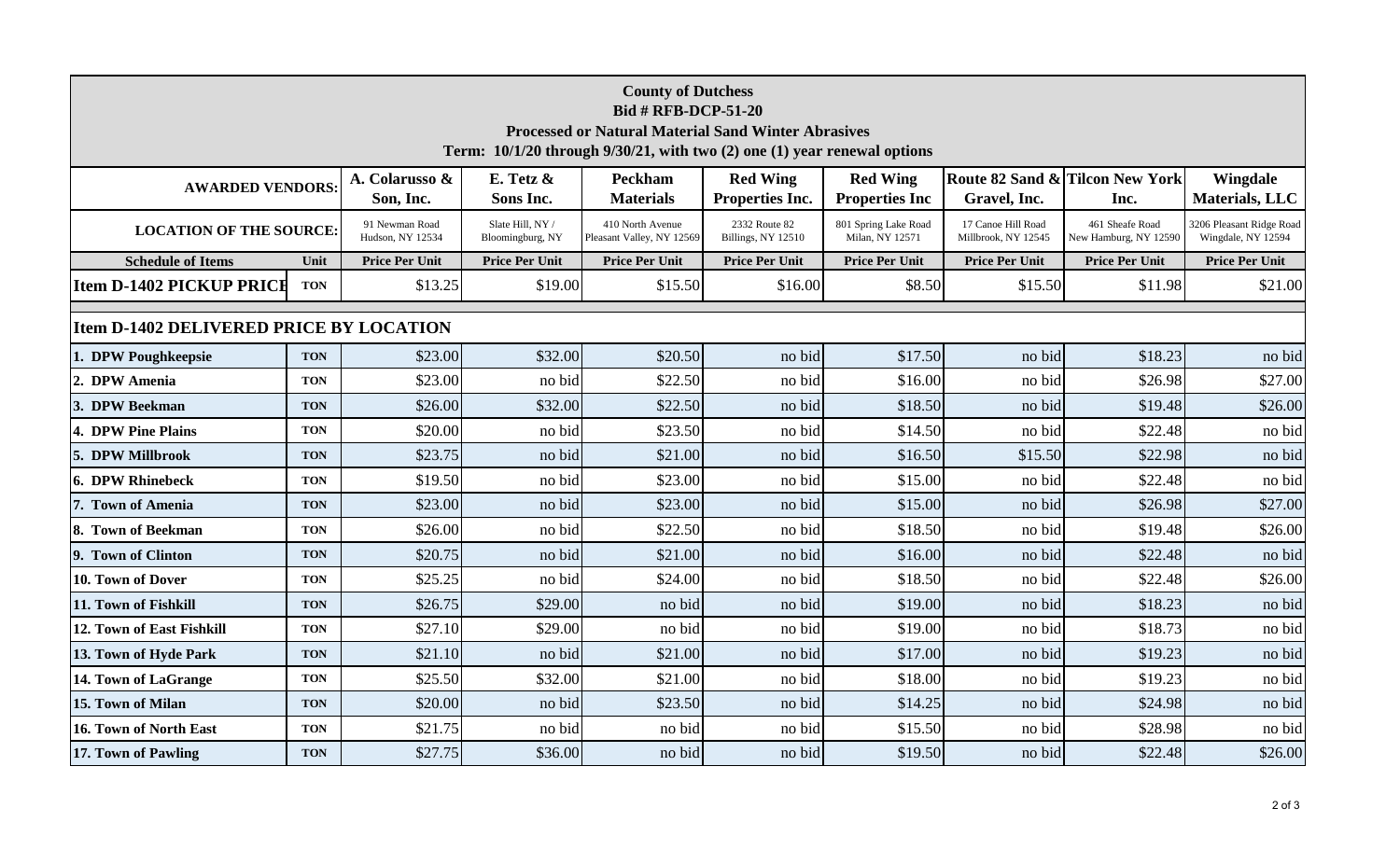**County of Dutchess**
**Bid # RFB-DCP-51-20**
**Processed or Natural Material Sand Winter Abrasives**
**Term: 10/1/20 through 9/30/21, with two (2) one (1) year renewal options**

| AWARDED VENDORS: | | A. Colarusso & Son, Inc. | E. Tetz & Sons Inc. | Peckham Materials | Red Wing Properties Inc. | Red Wing Properties Inc | Route 82 Sand & Gravel, Inc. | Tilcon New York Inc. | Wingdale Materials, LLC |
|---|---|---|---|---|---|---|---|---|---|
| **LOCATION OF THE SOURCE:** | | 91 Newman Road Hudson, NY 12534 | Slate Hill, NY / Bloomingburg, NY | 410 North Avenue Pleasant Valley, NY 12569 | 2332 Route 82 Billings, NY 12510 | 801 Spring Lake Road Milan, NY 12571 | 17 Canoe Hill Road Millbrook, NY 12545 | 461 Sheafe Road New Hamburg, NY 12590 | 3206 Pleasant Ridge Road Wingdale, NY 12594 |
| **Schedule of Items** | **Unit** | **Price Per Unit** | **Price Per Unit** | **Price Per Unit** | **Price Per Unit** | **Price Per Unit** | **Price Per Unit** | **Price Per Unit** | **Price Per Unit** |
| **Item D-1402 PICKUP PRICE** | TON | $13.25 | $19.00 | $15.50 | $16.00 | $8.50 | $15.50 | $11.98 | $21.00 |
| **Item D-1402 DELIVERED PRICE BY LOCATION** | | | | | | | | | |
| **1. DPW Poughkeepsie** | TON | $23.00 | $32.00 | $20.50 | no bid | $17.50 | no bid | $18.23 | no bid |
| **2. DPW Amenia** | TON | $23.00 | no bid | $22.50 | no bid | $16.00 | no bid | $26.98 | $27.00 |
| **3. DPW Beekman** | TON | $26.00 | $32.00 | $22.50 | no bid | $18.50 | no bid | $19.48 | $26.00 |
| **4. DPW Pine Plains** | TON | $20.00 | no bid | $23.50 | no bid | $14.50 | no bid | $22.48 | no bid |
| **5. DPW Millbrook** | TON | $23.75 | no bid | $21.00 | no bid | $16.50 | $15.50 | $22.98 | no bid |
| **6. DPW Rhinebeck** | TON | $19.50 | no bid | $23.00 | no bid | $15.00 | no bid | $22.48 | no bid |
| **7. Town of Amenia** | TON | $23.00 | no bid | $23.00 | no bid | $15.00 | no bid | $26.98 | $27.00 |
| **8. Town of Beekman** | TON | $26.00 | no bid | $22.50 | no bid | $18.50 | no bid | $19.48 | $26.00 |
| **9. Town of Clinton** | TON | $20.75 | no bid | $21.00 | no bid | $16.00 | no bid | $22.48 | no bid |
| **10. Town of Dover** | TON | $25.25 | no bid | $24.00 | no bid | $18.50 | no bid | $22.48 | $26.00 |
| **11. Town of Fishkill** | TON | $26.75 | $29.00 | no bid | no bid | $19.00 | no bid | $18.23 | no bid |
| **12. Town of East Fishkill** | TON | $27.10 | $29.00 | no bid | no bid | $19.00 | no bid | $18.73 | no bid |
| **13. Town of Hyde Park** | TON | $21.10 | no bid | $21.00 | no bid | $17.00 | no bid | $19.23 | no bid |
| **14. Town of LaGrange** | TON | $25.50 | $32.00 | $21.00 | no bid | $18.00 | no bid | $19.23 | no bid |
| **15. Town of Milan** | TON | $20.00 | no bid | $23.50 | no bid | $14.25 | no bid | $24.98 | no bid |
| **16. Town of North East** | TON | $21.75 | no bid | no bid | no bid | $15.50 | no bid | $28.98 | no bid |
| **17. Town of Pawling** | TON | $27.75 | $36.00 | no bid | no bid | $19.50 | no bid | $22.48 | $26.00 |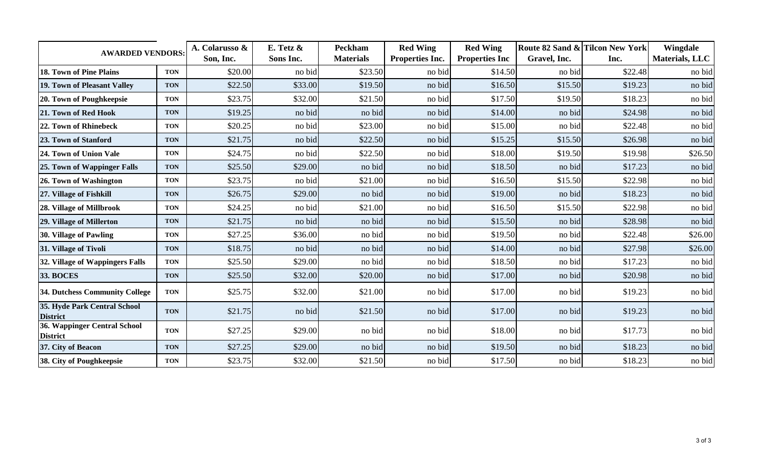| AWARDED VENDORS: | | A. Colarusso & Son, Inc. | E. Tetz & Sons Inc. | Peckham Materials | Red Wing Properties Inc. | Red Wing Properties Inc | Route 82 Sand & Gravel, Inc. | Tilcon New York Inc. | Wingdale Materials, LLC |
|---|---|---|---|---|---|---|---|---|---|
| **18. Town of Pine Plains** | **TON** | $20.00 | no bid | $23.50 | no bid | $14.50 | no bid | $22.48 | no bid |
| **19. Town of Pleasant Valley** | **TON** | $22.50 | $33.00 | $19.50 | no bid | $16.50 | $15.50 | $19.23 | no bid |
| **20. Town of Poughkeepsie** | **TON** | $23.75 | $32.00 | $21.50 | no bid | $17.50 | $19.50 | $18.23 | no bid |
| **21. Town of Red Hook** | **TON** | $19.25 | no bid | no bid | no bid | $14.00 | no bid | $24.98 | no bid |
| **22. Town of Rhinebeck** | **TON** | $20.25 | no bid | $23.00 | no bid | $15.00 | no bid | $22.48 | no bid |
| **23. Town of Stanford** | **TON** | $21.75 | no bid | $22.50 | no bid | $15.25 | $15.50 | $26.98 | no bid |
| **24. Town of Union Vale** | **TON** | $24.75 | no bid | $22.50 | no bid | $18.00 | $19.50 | $19.98 | $26.50 |
| **25. Town of Wappinger Falls** | **TON** | $25.50 | $29.00 | no bid | no bid | $18.50 | no bid | $17.23 | no bid |
| **26. Town of Washington** | **TON** | $23.75 | no bid | $21.00 | no bid | $16.50 | $15.50 | $22.98 | no bid |
| **27. Village of Fishkill** | **TON** | $26.75 | $29.00 | no bid | no bid | $19.00 | no bid | $18.23 | no bid |
| **28. Village of Millbrook** | **TON** | $24.25 | no bid | $21.00 | no bid | $16.50 | $15.50 | $22.98 | no bid |
| **29. Village of Millerton** | **TON** | $21.75 | no bid | no bid | no bid | $15.50 | no bid | $28.98 | no bid |
| **30. Village of Pawling** | **TON** | $27.25 | $36.00 | no bid | no bid | $19.50 | no bid | $22.48 | $26.00 |
| **31. Village of Tivoli** | **TON** | $18.75 | no bid | no bid | no bid | $14.00 | no bid | $27.98 | $26.00 |
| **32. Village of Wappingers Falls** | **TON** | $25.50 | $29.00 | no bid | no bid | $18.50 | no bid | $17.23 | no bid |
| **33. BOCES** | **TON** | $25.50 | $32.00 | $20.00 | no bid | $17.00 | no bid | $20.98 | no bid |
| **34. Dutchess Community College** | **TON** | $25.75 | $32.00 | $21.00 | no bid | $17.00 | no bid | $19.23 | no bid |
| **35. Hyde Park Central School District** | **TON** | $21.75 | no bid | $21.50 | no bid | $17.00 | no bid | $19.23 | no bid |
| **36. Wappinger Central School District** | **TON** | $27.25 | $29.00 | no bid | no bid | $18.00 | no bid | $17.73 | no bid |
| **37. City of Beacon** | **TON** | $27.25 | $29.00 | no bid | no bid | $19.50 | no bid | $18.23 | no bid |
| **38. City of Poughkeepsie** | **TON** | $23.75 | $32.00 | $21.50 | no bid | $17.50 | no bid | $18.23 | no bid |